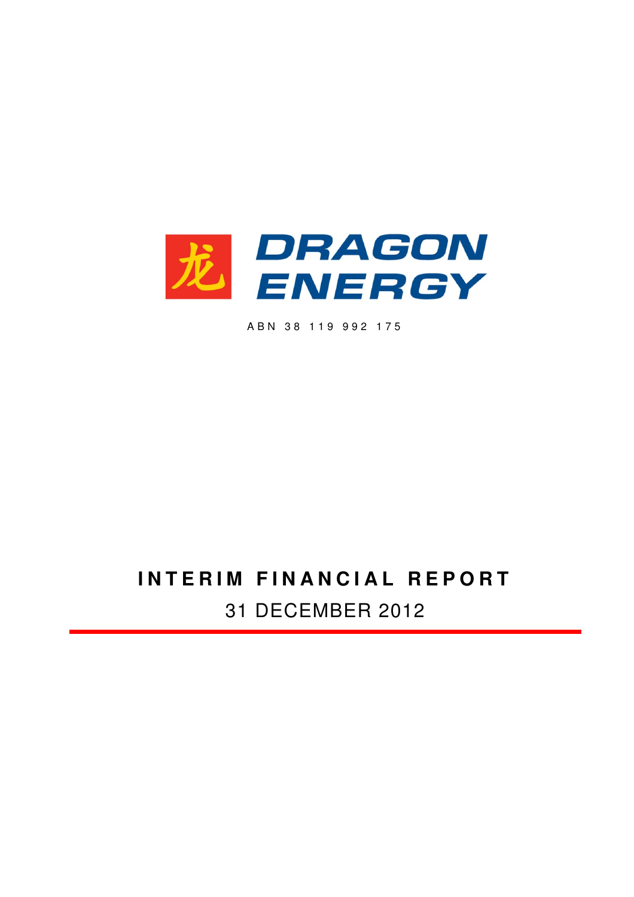龙 DRAGON ENERGY

ABN 38 119 992 175

# INTERIM FINANCIAL REPORT

31 DECEMBER 2012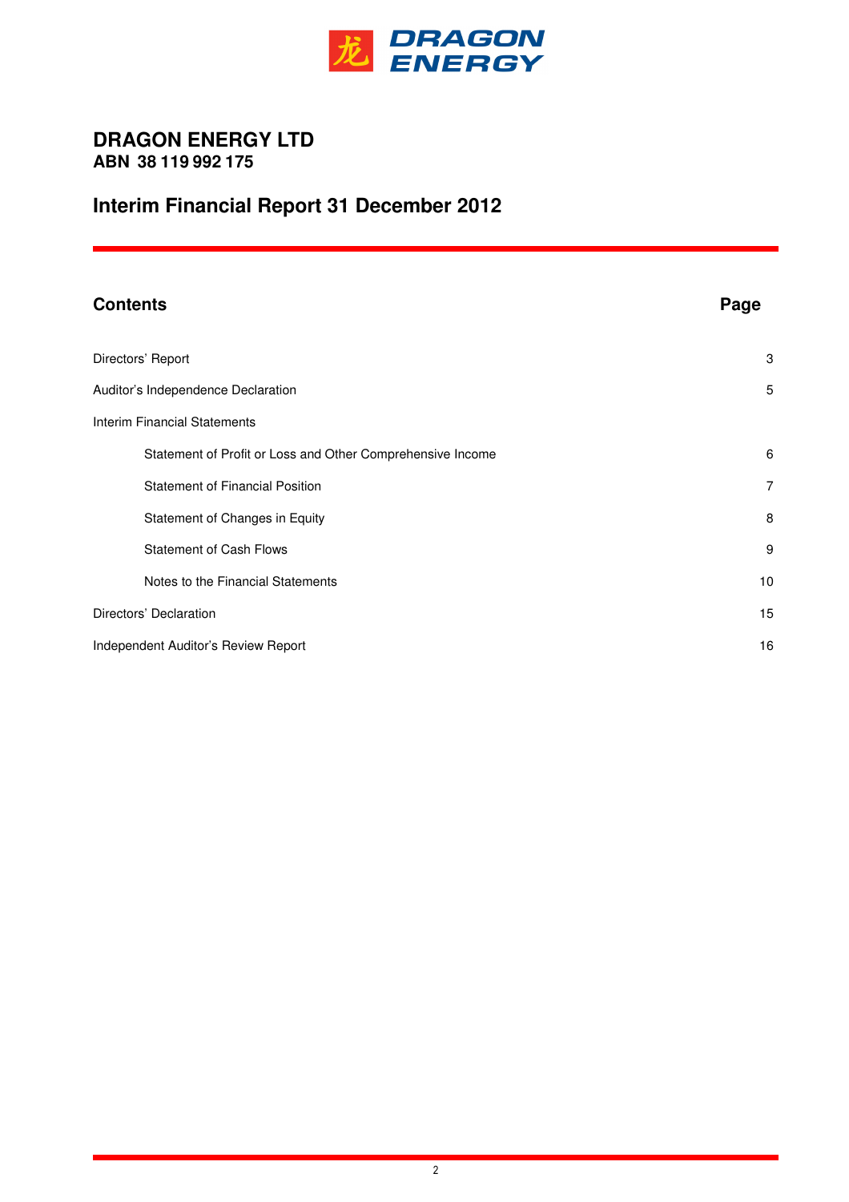# DRAGON ENERGY LTD
**ABN 38 119 992 175**

## Interim Financial Report 31 December 2012

| **Contents** | **Page** |
|---|---|
| Directors' Report | 3 |
| Auditor's Independence Declaration | 5 |
| Interim Financial Statements | |
| Statement of Profit or Loss and Other Comprehensive Income | 6 |
| Statement of Financial Position | 7 |
| Statement of Changes in Equity | 8 |
| Statement of Cash Flows | 9 |
| Notes to the Financial Statements | 10 |
| Directors' Declaration | 15 |
| Independent Auditor's Review Report | 16 |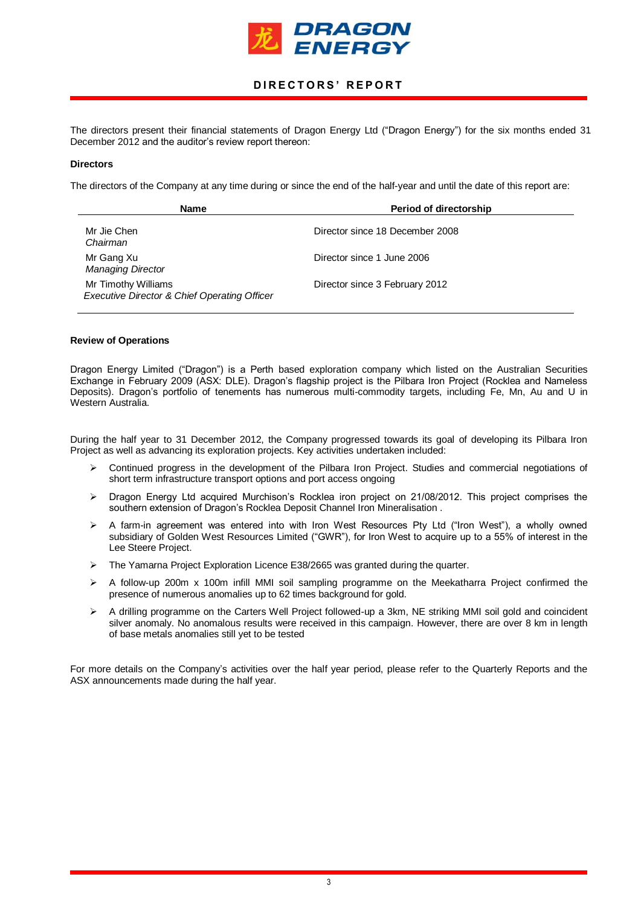# DIRECTORS' REPORT

The directors present their financial statements of Dragon Energy Ltd ("Dragon Energy") for the six months ended 31 December 2012 and the auditor's review report thereon:

**Directors**

The directors of the Company at any time during or since the end of the half-year and until the date of this report are:

| Name | Period of directorship |
|---|---|
| Mr Jie Chen<br>*Chairman* | Director since 18 December 2008 |
| Mr Gang Xu<br>*Managing Director* | Director since 1 June 2006 |
| Mr Timothy Williams<br>*Executive Director & Chief Operating Officer* | Director since 3 February 2012 |

**Review of Operations**

Dragon Energy Limited ("Dragon") is a Perth based exploration company which listed on the Australian Securities Exchange in February 2009 (ASX: DLE). Dragon's flagship project is the Pilbara Iron Project (Rocklea and Nameless Deposits). Dragon's portfolio of tenements has numerous multi-commodity targets, including Fe, Mn, Au and U in Western Australia.

During the half year to 31 December 2012, the Company progressed towards its goal of developing its Pilbara Iron Project as well as advancing its exploration projects. Key activities undertaken included:

- Continued progress in the development of the Pilbara Iron Project. Studies and commercial negotiations of short term infrastructure transport options and port access ongoing
- Dragon Energy Ltd acquired Murchison's Rocklea iron project on 21/08/2012. This project comprises the southern extension of Dragon's Rocklea Deposit Channel Iron Mineralisation .
- A farm-in agreement was entered into with Iron West Resources Pty Ltd ("Iron West"), a wholly owned subsidiary of Golden West Resources Limited ("GWR"), for Iron West to acquire up to a 55% of interest in the Lee Steere Project.
- The Yamarna Project Exploration Licence E38/2665 was granted during the quarter.
- A follow-up 200m x 100m infill MMI soil sampling programme on the Meekatharra Project confirmed the presence of numerous anomalies up to 62 times background for gold.
- A drilling programme on the Carters Well Project followed-up a 3km, NE striking MMI soil gold and coincident silver anomaly. No anomalous results were received in this campaign. However, there are over 8 km in length of base metals anomalies still yet to be tested

For more details on the Company's activities over the half year period, please refer to the Quarterly Reports and the ASX announcements made during the half year.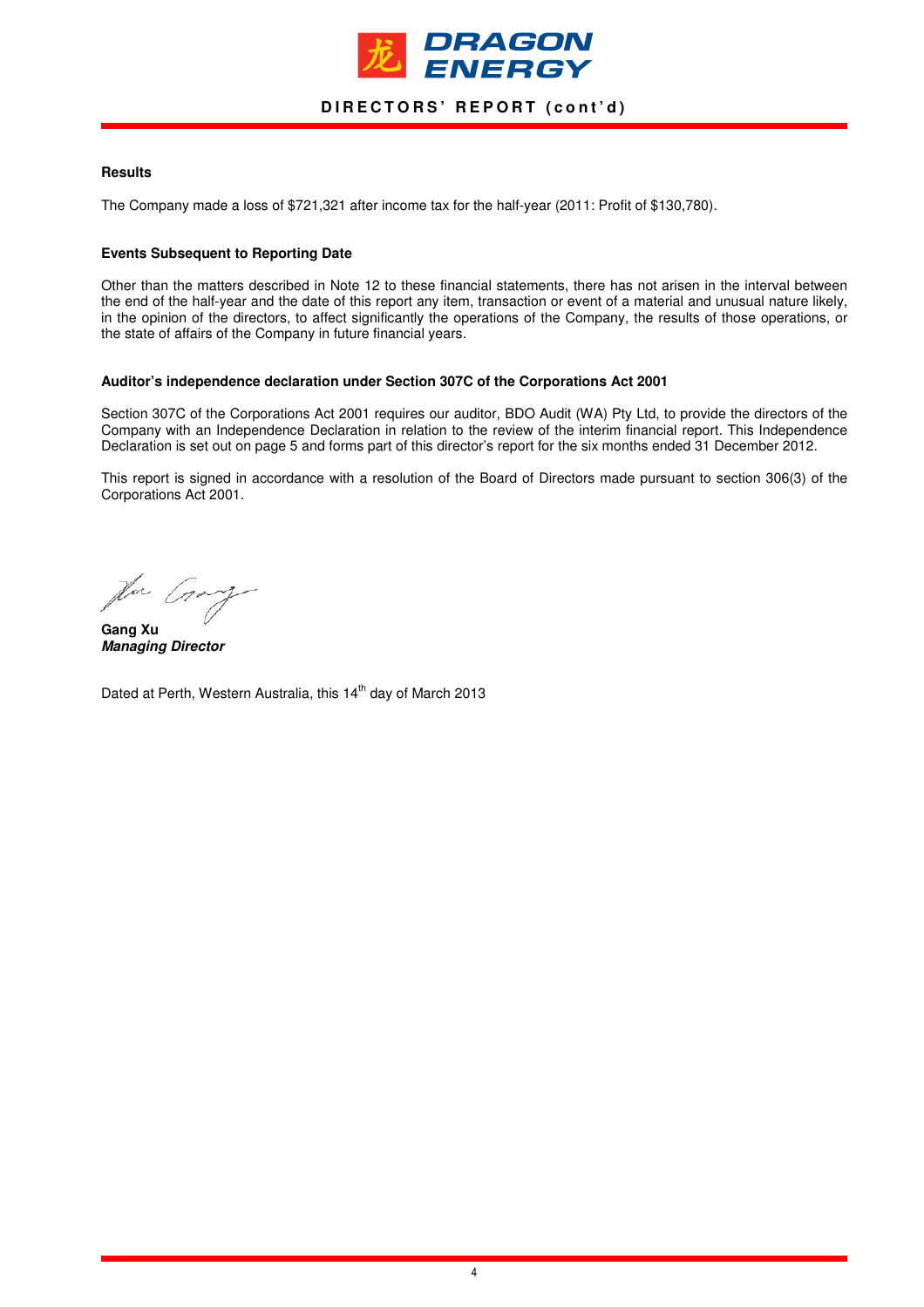## Results

The Company made a loss of $721,321 after income tax for the half-year (2011: Profit of $130,780).

## Events Subsequent to Reporting Date

Other than the matters described in Note 12 to these financial statements, there has not arisen in the interval between the end of the half-year and the date of this report any item, transaction or event of a material and unusual nature likely, in the opinion of the directors, to affect significantly the operations of the Company, the results of those operations, or the state of affairs of the Company in future financial years.

## Auditor's independence declaration under Section 307C of the Corporations Act 2001

Section 307C of the Corporations Act 2001 requires our auditor, BDO Audit (WA) Pty Ltd, to provide the directors of the Company with an Independence Declaration in relation to the review of the interim financial report. This Independence Declaration is set out on page 5 and forms part of this director's report for the six months ended 31 December 2012.

This report is signed in accordance with a resolution of the Board of Directors made pursuant to section 306(3) of the Corporations Act 2001.

**Gang Xu**
***Managing Director***

Dated at Perth, Western Australia, this 14th day of March 2013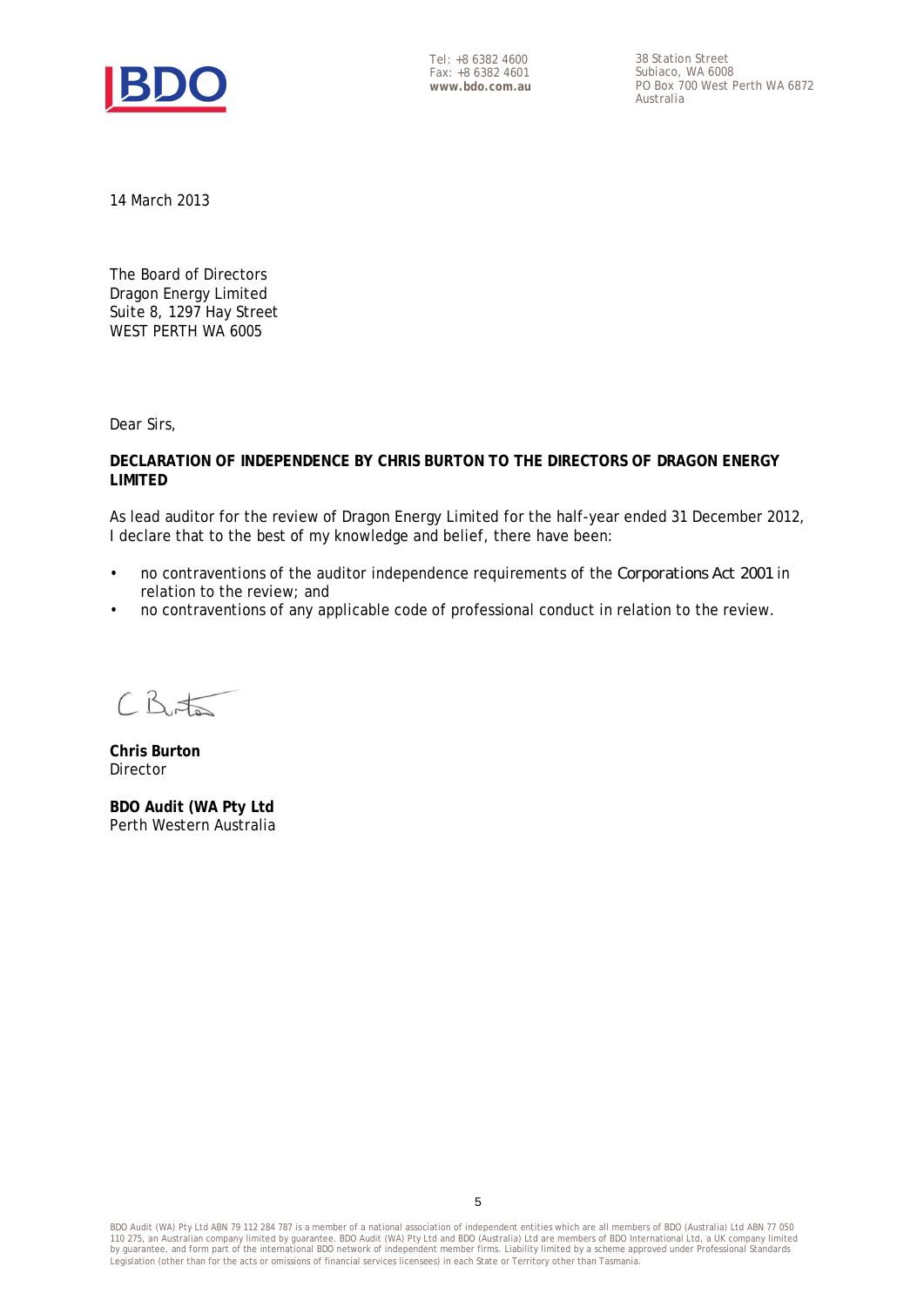Tel: +8 6382 4600
Fax: +8 6382 4601
**www.bdo.com.au**

38 Station Street
Subiaco, WA 6008
PO Box 700 West Perth WA 6872
Australia

14 March 2013

The Board of Directors
Dragon Energy Limited
Suite 8, 1297 Hay Street
WEST PERTH WA 6005

Dear Sirs,

**DECLARATION OF INDEPENDENCE BY CHRIS BURTON TO THE DIRECTORS OF DRAGON ENERGY LIMITED**

As lead auditor for the review of Dragon Energy Limited for the half-year ended 31 December 2012, I declare that to the best of my knowledge and belief, there have been:

- no contraventions of the auditor independence requirements of the *Corporations Act 2001* in relation to the review; and
- no contraventions of any applicable code of professional conduct in relation to the review.

C Burton

**Chris Burton**
Director

**BDO Audit (WA Pty Ltd**
Perth Western Australia

BDO Audit (WA) Pty Ltd ABN 79 112 284 787 is a member of a national association of independent entities which are all members of BDO (Australia) Ltd ABN 77 050 110 275, an Australian company limited by guarantee. BDO Audit (WA) Pty Ltd and BDO (Australia) Ltd are members of BDO International Ltd, a UK company limited by guarantee, and form part of the international BDO network of independent member firms. Liability limited by a scheme approved under Professional Standards Legislation (other than for the acts or omissions of financial services licensees) in each State or Territory other than Tasmania.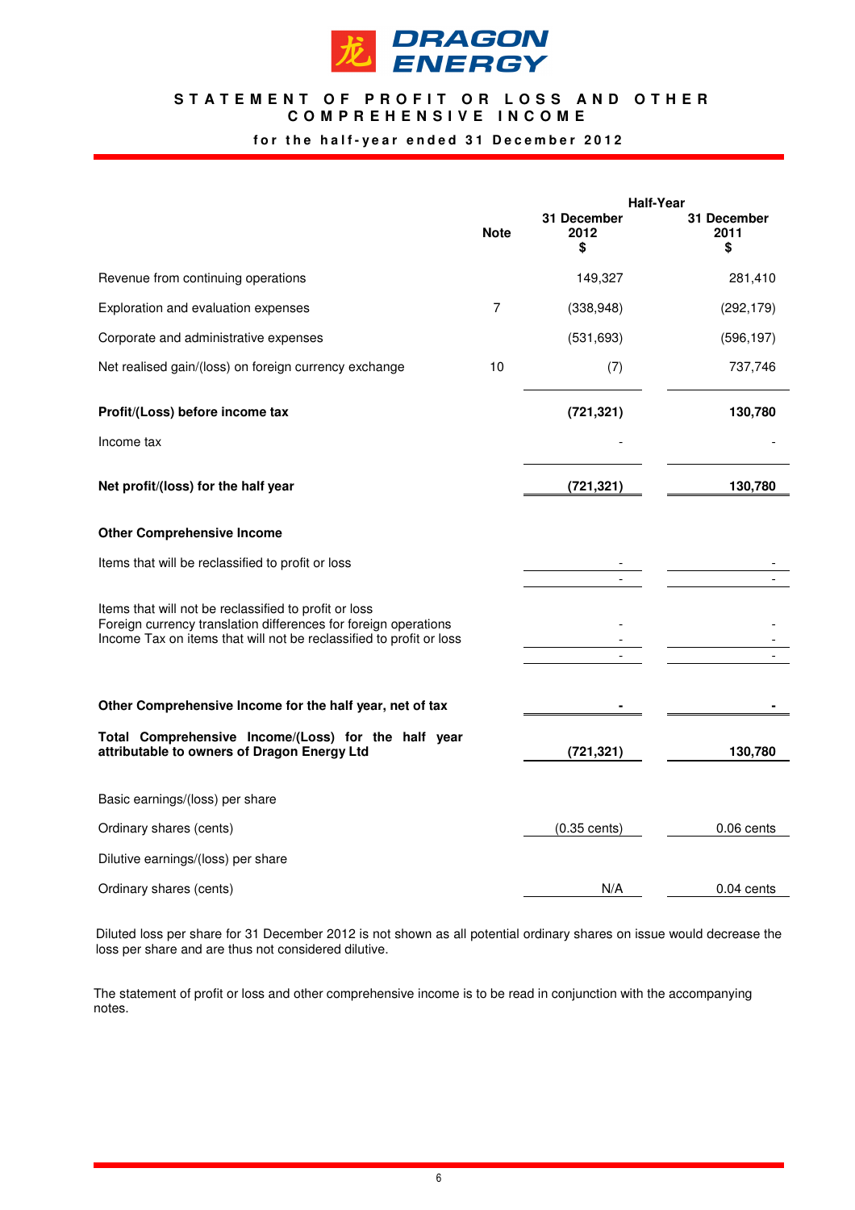# DRAGON ENERGY

## STATEMENT OF PROFIT OR LOSS AND OTHER COMPREHENSIVE INCOME

### for the half-year ended 31 December 2012

| | Note | Half-Year 31 December 2012 $ | 31 December 2011 $ |
|---|---|---|---|
| Revenue from continuing operations | | 149,327 | 281,410 |
| Exploration and evaluation expenses | 7 | (338,948) | (292,179) |
| Corporate and administrative expenses | | (531,693) | (596,197) |
| Net realised gain/(loss) on foreign currency exchange | 10 | (7) | 737,746 |
| **Profit/(Loss) before income tax** | | **(721,321)** | **130,780** |
| Income tax | | - | - |
| **Net profit/(loss) for the half year** | | **(721,321)** | **130,780** |
| **Other Comprehensive Income** | | | |
| Items that will be reclassified to profit or loss | | - | - |
| | | - | - |
| Items that will not be reclassified to profit or loss | | | |
| Foreign currency translation differences for foreign operations | | - | - |
| Income Tax on items that will not be reclassified to profit or loss | | - | - |
| | | - | - |
| **Other Comprehensive Income for the half year, net of tax** | | **-** | **-** |
| **Total Comprehensive Income/(Loss) for the half year attributable to owners of Dragon Energy Ltd** | | **(721,321)** | **130,780** |
| Basic earnings/(loss) per share | | | |
| Ordinary shares (cents) | | (0.35 cents) | 0.06 cents |
| Dilutive earnings/(loss) per share | | | |
| Ordinary shares (cents) | | N/A | 0.04 cents |

Diluted loss per share for 31 December 2012 is not shown as all potential ordinary shares on issue would decrease the loss per share and are thus not considered dilutive.

The statement of profit or loss and other comprehensive income is to be read in conjunction with the accompanying notes.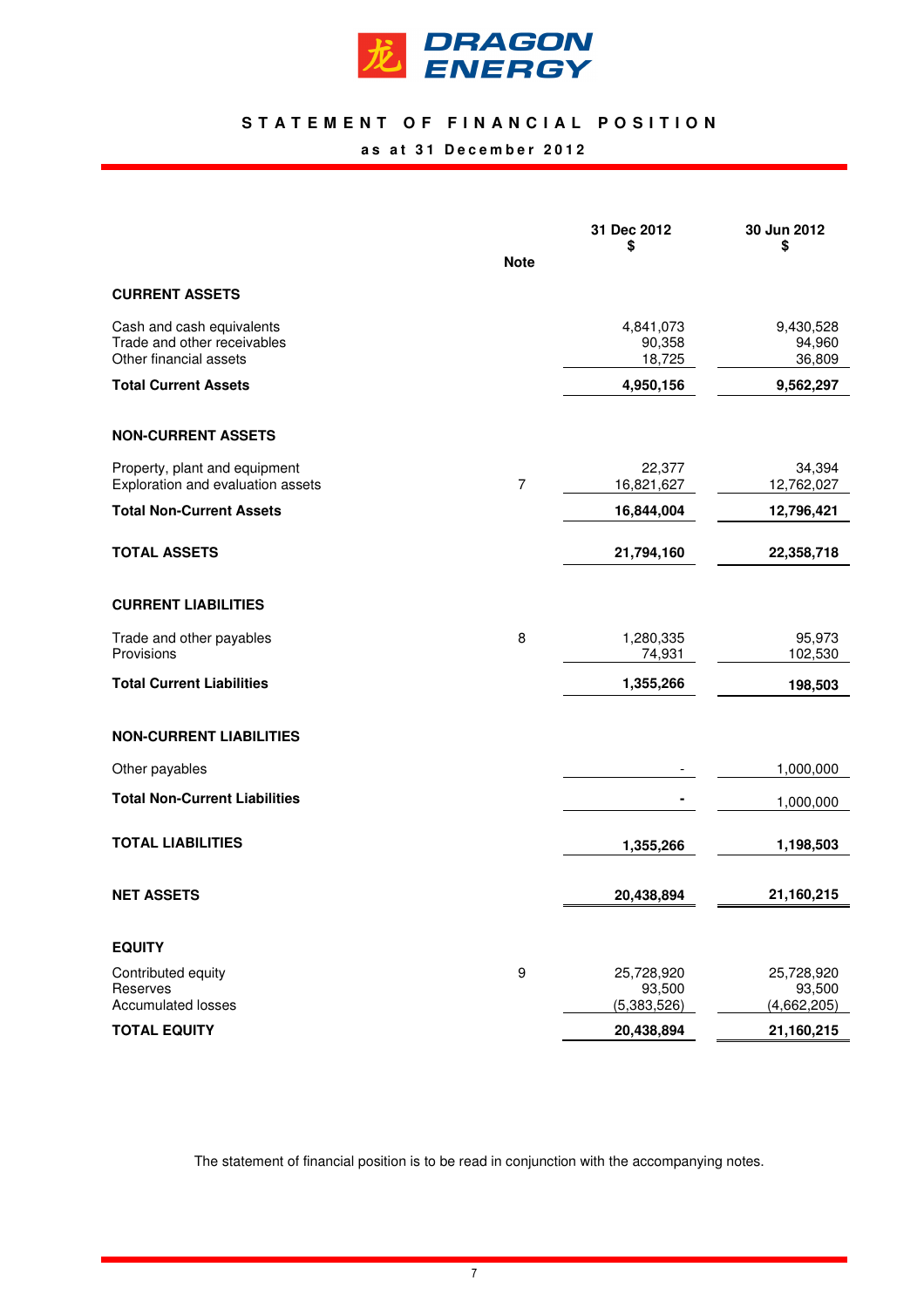DRAGON ENERGY

# STATEMENT OF FINANCIAL POSITION

**as at 31 December 2012**

| | Note | 31 Dec 2012 $ | 30 Jun 2012 $ |
|---|---|---|---|
| **CURRENT ASSETS** | | | |
| Cash and cash equivalents | | 4,841,073 | 9,430,528 |
| Trade and other receivables | | 90,358 | 94,960 |
| Other financial assets | | 18,725 | 36,809 |
| **Total Current Assets** | | **4,950,156** | **9,562,297** |
| **NON-CURRENT ASSETS** | | | |
| Property, plant and equipment | | 22,377 | 34,394 |
| Exploration and evaluation assets | 7 | 16,821,627 | 12,762,027 |
| **Total Non-Current Assets** | | **16,844,004** | **12,796,421** |
| **TOTAL ASSETS** | | **21,794,160** | **22,358,718** |
| **CURRENT LIABILITIES** | | | |
| Trade and other payables | 8 | 1,280,335 | 95,973 |
| Provisions | | 74,931 | 102,530 |
| **Total Current Liabilities** | | **1,355,266** | **198,503** |
| **NON-CURRENT LIABILITIES** | | | |
| Other payables | | - | 1,000,000 |
| **Total Non-Current Liabilities** | | **-** | 1,000,000 |
| **TOTAL LIABILITIES** | | **1,355,266** | **1,198,503** |
| **NET ASSETS** | | **20,438,894** | **21,160,215** |
| **EQUITY** | | | |
| Contributed equity | 9 | 25,728,920 | 25,728,920 |
| Reserves | | 93,500 | 93,500 |
| Accumulated losses | | (5,383,526) | (4,662,205) |
| **TOTAL EQUITY** | | **20,438,894** | **21,160,215** |

The statement of financial position is to be read in conjunction with the accompanying notes.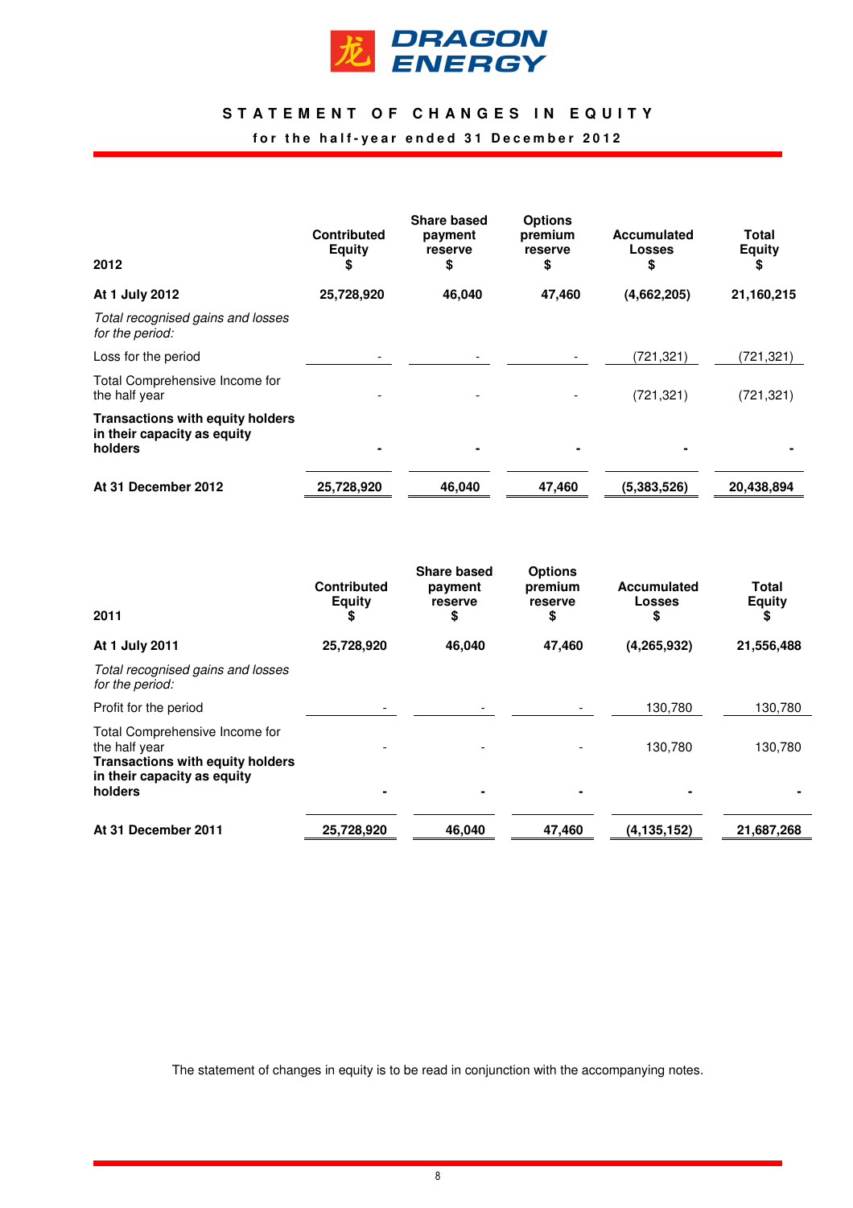# STATEMENT OF CHANGES IN EQUITY

**for the half-year ended 31 December 2012**

| 2012 | Contributed Equity $ | Share based payment reserve $ | Options premium reserve $ | Accumulated Losses $ | Total Equity $ |
|---|---|---|---|---|---|
| **At 1 July 2012** | **25,728,920** | **46,040** | **47,460** | **(4,662,205)** | **21,160,215** |
| *Total recognised gains and losses for the period:* | | | | | |
| Loss for the period | - | - | - | (721,321) | (721,321) |
| Total Comprehensive Income for the half year | - | - | - | (721,321) | (721,321) |
| **Transactions with equity holders in their capacity as equity holders** | **-** | **-** | **-** | **-** | **-** |
| **At 31 December 2012** | **25,728,920** | **46,040** | **47,460** | **(5,383,526)** | **20,438,894** |

| 2011 | Contributed Equity $ | Share based payment reserve $ | Options premium reserve $ | Accumulated Losses $ | Total Equity $ |
|---|---|---|---|---|---|
| **At 1 July 2011** | **25,728,920** | **46,040** | **47,460** | **(4,265,932)** | **21,556,488** |
| *Total recognised gains and losses for the period:* | | | | | |
| Profit for the period | - | - | - | 130,780 | 130,780 |
| Total Comprehensive Income for the half year | - | - | - | 130,780 | 130,780 |
| **Transactions with equity holders in their capacity as equity holders** | **-** | **-** | **-** | **-** | **-** |
| **At 31 December 2011** | **25,728,920** | **46,040** | **47,460** | **(4,135,152)** | **21,687,268** |

The statement of changes in equity is to be read in conjunction with the accompanying notes.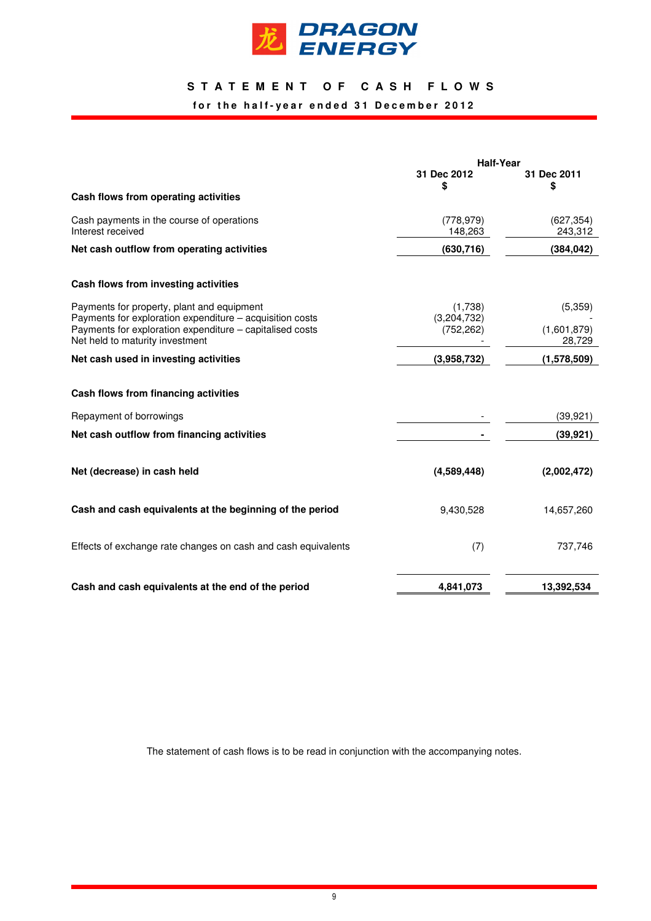DRAGON ENERGY

# STATEMENT OF CASH FLOWS

**for the half-year ended 31 December 2012**

| | Half-Year | |
|---|---|---|
| | **31 Dec 2012** | **31 Dec 2011** |
| | **$** | **$** |
| **Cash flows from operating activities** | | |
| Cash payments in the course of operations | (778,979) | (627,354) |
| Interest received | 148,263 | 243,312 |
| **Net cash outflow from operating activities** | **(630,716)** | **(384,042)** |
| **Cash flows from investing activities** | | |
| Payments for property, plant and equipment | (1,738) | (5,359) |
| Payments for exploration expenditure – acquisition costs | (3,204,732) | - |
| Payments for exploration expenditure – capitalised costs | (752,262) | (1,601,879) |
| Net held to maturity investment | - | 28,729 |
| **Net cash used in investing activities** | **(3,958,732)** | **(1,578,509)** |
| **Cash flows from financing activities** | | |
| Repayment of borrowings | - | (39,921) |
| **Net cash outflow from financing activities** | **-** | **(39,921)** |
| **Net (decrease) in cash held** | **(4,589,448)** | **(2,002,472)** |
| **Cash and cash equivalents at the beginning of the period** | 9,430,528 | 14,657,260 |
| Effects of exchange rate changes on cash and cash equivalents | (7) | 737,746 |
| **Cash and cash equivalents at the end of the period** | **4,841,073** | **13,392,534** |

The statement of cash flows is to be read in conjunction with the accompanying notes.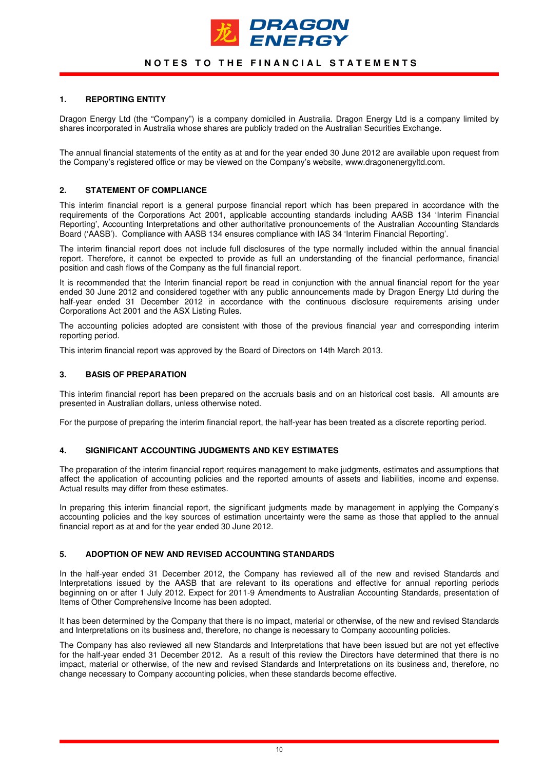# NOTES TO THE FINANCIAL STATEMENTS

## 1. REPORTING ENTITY

Dragon Energy Ltd (the "Company") is a company domiciled in Australia. Dragon Energy Ltd is a company limited by shares incorporated in Australia whose shares are publicly traded on the Australian Securities Exchange.

The annual financial statements of the entity as at and for the year ended 30 June 2012 are available upon request from the Company's registered office or may be viewed on the Company's website, www.dragonenergyltd.com.

## 2. STATEMENT OF COMPLIANCE

This interim financial report is a general purpose financial report which has been prepared in accordance with the requirements of the Corporations Act 2001, applicable accounting standards including AASB 134 'Interim Financial Reporting', Accounting Interpretations and other authoritative pronouncements of the Australian Accounting Standards Board ('AASB'). Compliance with AASB 134 ensures compliance with IAS 34 'Interim Financial Reporting'.

The interim financial report does not include full disclosures of the type normally included within the annual financial report. Therefore, it cannot be expected to provide as full an understanding of the financial performance, financial position and cash flows of the Company as the full financial report.

It is recommended that the Interim financial report be read in conjunction with the annual financial report for the year ended 30 June 2012 and considered together with any public announcements made by Dragon Energy Ltd during the half-year ended 31 December 2012 in accordance with the continuous disclosure requirements arising under Corporations Act 2001 and the ASX Listing Rules.

The accounting policies adopted are consistent with those of the previous financial year and corresponding interim reporting period.

This interim financial report was approved by the Board of Directors on 14th March 2013.

## 3. BASIS OF PREPARATION

This interim financial report has been prepared on the accruals basis and on an historical cost basis. All amounts are presented in Australian dollars, unless otherwise noted.

For the purpose of preparing the interim financial report, the half-year has been treated as a discrete reporting period.

## 4. SIGNIFICANT ACCOUNTING JUDGMENTS AND KEY ESTIMATES

The preparation of the interim financial report requires management to make judgments, estimates and assumptions that affect the application of accounting policies and the reported amounts of assets and liabilities, income and expense. Actual results may differ from these estimates.

In preparing this interim financial report, the significant judgments made by management in applying the Company's accounting policies and the key sources of estimation uncertainty were the same as those that applied to the annual financial report as at and for the year ended 30 June 2012.

## 5. ADOPTION OF NEW AND REVISED ACCOUNTING STANDARDS

In the half-year ended 31 December 2012, the Company has reviewed all of the new and revised Standards and Interpretations issued by the AASB that are relevant to its operations and effective for annual reporting periods beginning on or after 1 July 2012. Expect for 2011-9 Amendments to Australian Accounting Standards, presentation of Items of Other Comprehensive Income has been adopted.

It has been determined by the Company that there is no impact, material or otherwise, of the new and revised Standards and Interpretations on its business and, therefore, no change is necessary to Company accounting policies.

The Company has also reviewed all new Standards and Interpretations that have been issued but are not yet effective for the half-year ended 31 December 2012. As a result of this review the Directors have determined that there is no impact, material or otherwise, of the new and revised Standards and Interpretations on its business and, therefore, no change necessary to Company accounting policies, when these standards become effective.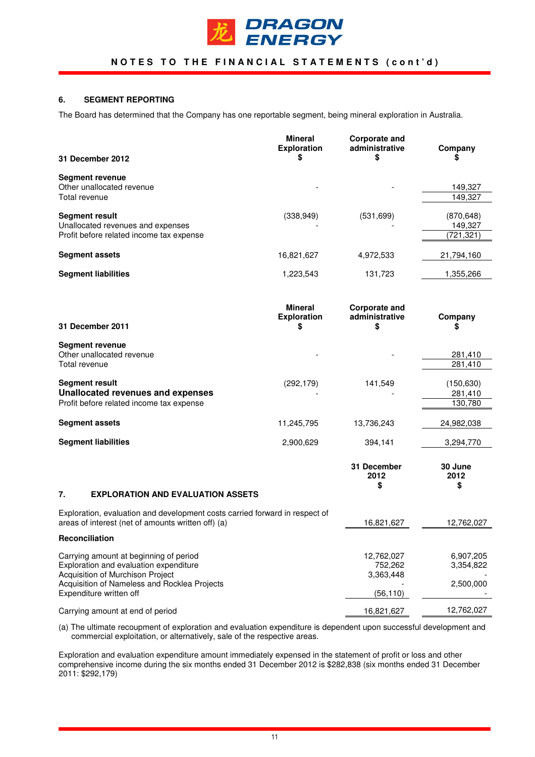## 6. SEGMENT REPORTING

The Board has determined that the Company has one reportable segment, being mineral exploration in Australia.

| 31 December 2012 | Mineral Exploration $ | Corporate and administrative $ | Company $ |
|---|---|---|---|
| **Segment revenue** | | | |
| Other unallocated revenue | - | - | 149,327 |
| Total revenue | | | 149,327 |
| **Segment result** | (338,949) | (531,699) | (870,648) |
| Unallocated revenues and expenses | - | - | 149,327 |
| Profit before related income tax expense | | | (721,321) |
| **Segment assets** | 16,821,627 | 4,972,533 | 21,794,160 |
| **Segment liabilities** | 1,223,543 | 131,723 | 1,355,266 |

| 31 December 2011 | Mineral Exploration $ | Corporate and administrative $ | Company $ |
|---|---|---|---|
| **Segment revenue** | | | |
| Other unallocated revenue | - | - | 281,410 |
| Total revenue | | | 281,410 |
| **Segment result** | (292,179) | 141,549 | (150,630) |
| **Unallocated revenues and expenses** | - | - | 281,410 |
| Profit before related income tax expense | | | 130,780 |
| **Segment assets** | 11,245,795 | 13,736,243 | 24,982,038 |
| **Segment liabilities** | 2,900,629 | 394,141 | 3,294,770 |

## 7. EXPLORATION AND EVALUATION ASSETS

| | 31 December 2012 $ | 30 June 2012 $ |
|---|---|---|
| Exploration, evaluation and development costs carried forward in respect of areas of interest (net of amounts written off) (a) | 16,821,627 | 12,762,027 |
| **Reconciliation** | | |
| Carrying amount at beginning of period | 12,762,027 | 6,907,205 |
| Exploration and evaluation expenditure | 752,262 | 3,354,822 |
| Acquisition of Murchison Project | 3,363,448 | - |
| Acquisition of Nameless and Rocklea Projects | - | 2,500,000 |
| Expenditure written off | (56,110) | - |
| Carrying amount at end of period | 16,821,627 | 12,762,027 |

(a) The ultimate recoupment of exploration and evaluation expenditure is dependent upon successful development and commercial exploitation, or alternatively, sale of the respective areas.

Exploration and evaluation expenditure amount immediately expensed in the statement of profit or loss and other comprehensive income during the six months ended 31 December 2012 is $282,838 (six months ended 31 December 2011: $292,179)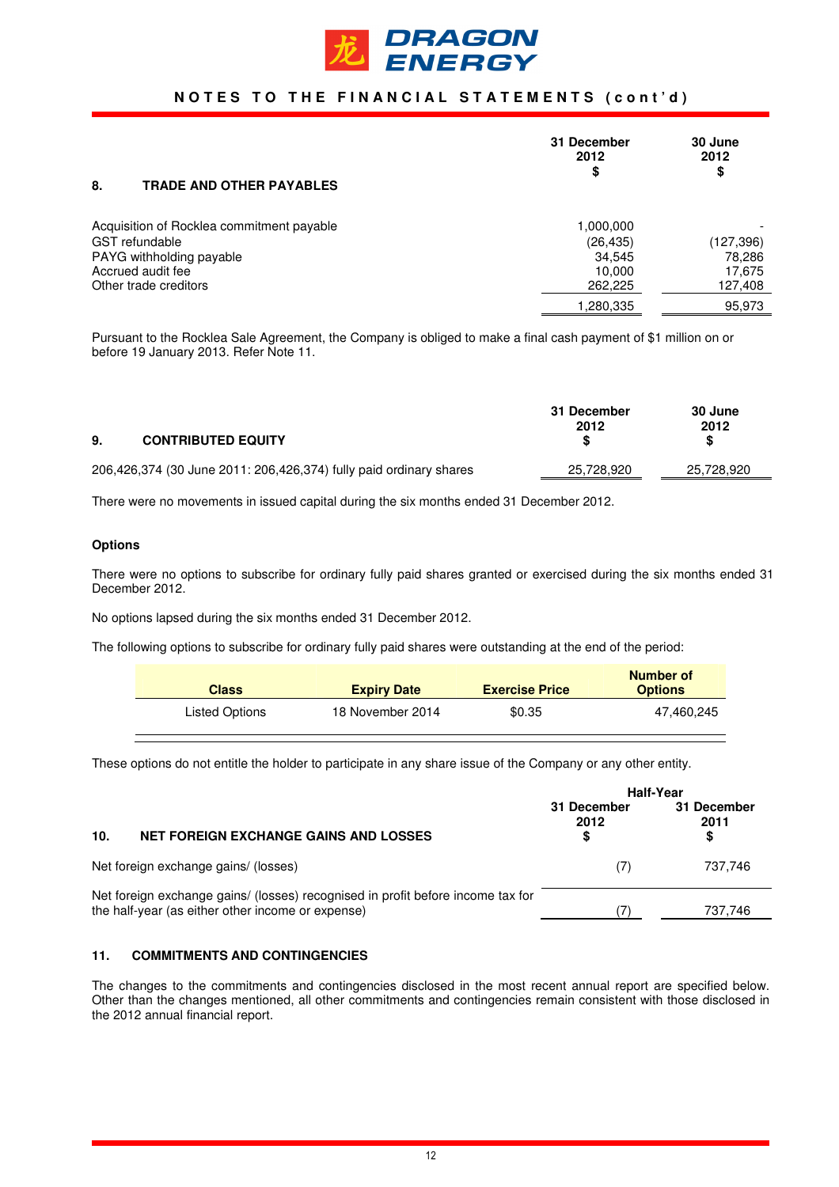## 8. TRADE AND OTHER PAYABLES

| | 31 December 2012 $ | 30 June 2012 $ |
|---|---|---|
| Acquisition of Rocklea commitment payable | 1,000,000 | - |
| GST refundable | (26,435) | (127,396) |
| PAYG withholding payable | 34,545 | 78,286 |
| Accrued audit fee | 10,000 | 17,675 |
| Other trade creditors | 262,225 | 127,408 |
| | 1,280,335 | 95,973 |

Pursuant to the Rocklea Sale Agreement, the Company is obliged to make a final cash payment of $1 million on or before 19 January 2013. Refer Note 11.

## 9. CONTRIBUTED EQUITY

| | 31 December 2012 $ | 30 June 2012 $ |
|---|---|---|
| 206,426,374 (30 June 2011: 206,426,374) fully paid ordinary shares | 25,728,920 | 25,728,920 |

There were no movements in issued capital during the six months ended 31 December 2012.

### Options

There were no options to subscribe for ordinary fully paid shares granted or exercised during the six months ended 31 December 2012.

No options lapsed during the six months ended 31 December 2012.

The following options to subscribe for ordinary fully paid shares were outstanding at the end of the period:

| Class | Expiry Date | Exercise Price | Number of Options |
|---|---|---|---|
| Listed Options | 18 November 2014 | $0.35 | 47,460,245 |

These options do not entitle the holder to participate in any share issue of the Company or any other entity.

## 10. NET FOREIGN EXCHANGE GAINS AND LOSSES

| | Half-Year | |
|---|---|---|
| | 31 December 2012 $ | 31 December 2011 $ |
| Net foreign exchange gains/ (losses) | (7) | 737,746 |
| Net foreign exchange gains/ (losses) recognised in profit before income tax for the half-year (as either other income or expense) | (7) | 737,746 |

## 11. COMMITMENTS AND CONTINGENCIES

The changes to the commitments and contingencies disclosed in the most recent annual report are specified below. Other than the changes mentioned, all other commitments and contingencies remain consistent with those disclosed in the 2012 annual financial report.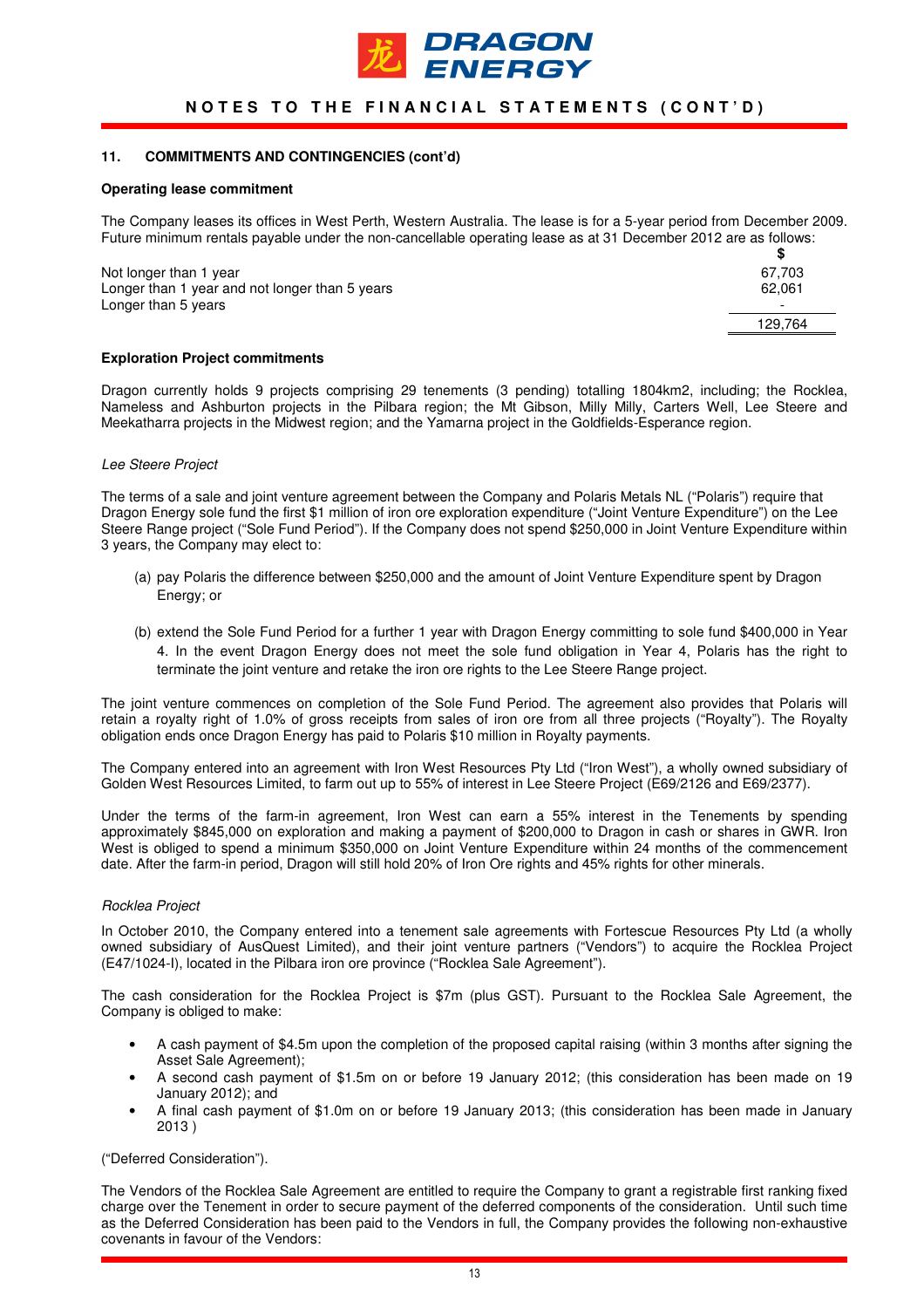## 11. COMMITMENTS AND CONTINGENCIES (cont'd)

**Operating lease commitment**

The Company leases its offices in West Perth, Western Australia. The lease is for a 5-year period from December 2009. Future minimum rentals payable under the non-cancellable operating lease as at 31 December 2012 are as follows:

| | $ |
|---|---|
| Not longer than 1 year | 67,703 |
| Longer than 1 year and not longer than 5 years | 62,061 |
| Longer than 5 years | - |
| | 129,764 |

**Exploration Project commitments**

Dragon currently holds 9 projects comprising 29 tenements (3 pending) totalling 1804km2, including; the Rocklea, Nameless and Ashburton projects in the Pilbara region; the Mt Gibson, Milly Milly, Carters Well, Lee Steere and Meekatharra projects in the Midwest region; and the Yamarna project in the Goldfields-Esperance region.

*Lee Steere Project*

The terms of a sale and joint venture agreement between the Company and Polaris Metals NL ("Polaris") require that Dragon Energy sole fund the first $1 million of iron ore exploration expenditure ("Joint Venture Expenditure") on the Lee Steere Range project ("Sole Fund Period"). If the Company does not spend $250,000 in Joint Venture Expenditure within 3 years, the Company may elect to:

(a) pay Polaris the difference between $250,000 and the amount of Joint Venture Expenditure spent by Dragon Energy; or

(b) extend the Sole Fund Period for a further 1 year with Dragon Energy committing to sole fund $400,000 in Year 4. In the event Dragon Energy does not meet the sole fund obligation in Year 4, Polaris has the right to terminate the joint venture and retake the iron ore rights to the Lee Steere Range project.

The joint venture commences on completion of the Sole Fund Period. The agreement also provides that Polaris will retain a royalty right of 1.0% of gross receipts from sales of iron ore from all three projects ("Royalty"). The Royalty obligation ends once Dragon Energy has paid to Polaris $10 million in Royalty payments.

The Company entered into an agreement with Iron West Resources Pty Ltd ("Iron West"), a wholly owned subsidiary of Golden West Resources Limited, to farm out up to 55% of interest in Lee Steere Project (E69/2126 and E69/2377).

Under the terms of the farm-in agreement, Iron West can earn a 55% interest in the Tenements by spending approximately $845,000 on exploration and making a payment of $200,000 to Dragon in cash or shares in GWR. Iron West is obliged to spend a minimum $350,000 on Joint Venture Expenditure within 24 months of the commencement date. After the farm-in period, Dragon will still hold 20% of Iron Ore rights and 45% rights for other minerals.

*Rocklea Project*

In October 2010, the Company entered into a tenement sale agreements with Fortescue Resources Pty Ltd (a wholly owned subsidiary of AusQuest Limited), and their joint venture partners ("Vendors") to acquire the Rocklea Project (E47/1024-I), located in the Pilbara iron ore province ("Rocklea Sale Agreement").

The cash consideration for the Rocklea Project is $7m (plus GST). Pursuant to the Rocklea Sale Agreement, the Company is obliged to make:

- A cash payment of $4.5m upon the completion of the proposed capital raising (within 3 months after signing the Asset Sale Agreement);
- A second cash payment of $1.5m on or before 19 January 2012; (this consideration has been made on 19 January 2012); and
- A final cash payment of $1.0m on or before 19 January 2013; (this consideration has been made in January 2013 )

("Deferred Consideration").

The Vendors of the Rocklea Sale Agreement are entitled to require the Company to grant a registrable first ranking fixed charge over the Tenement in order to secure payment of the deferred components of the consideration. Until such time as the Deferred Consideration has been paid to the Vendors in full, the Company provides the following non-exhaustive covenants in favour of the Vendors: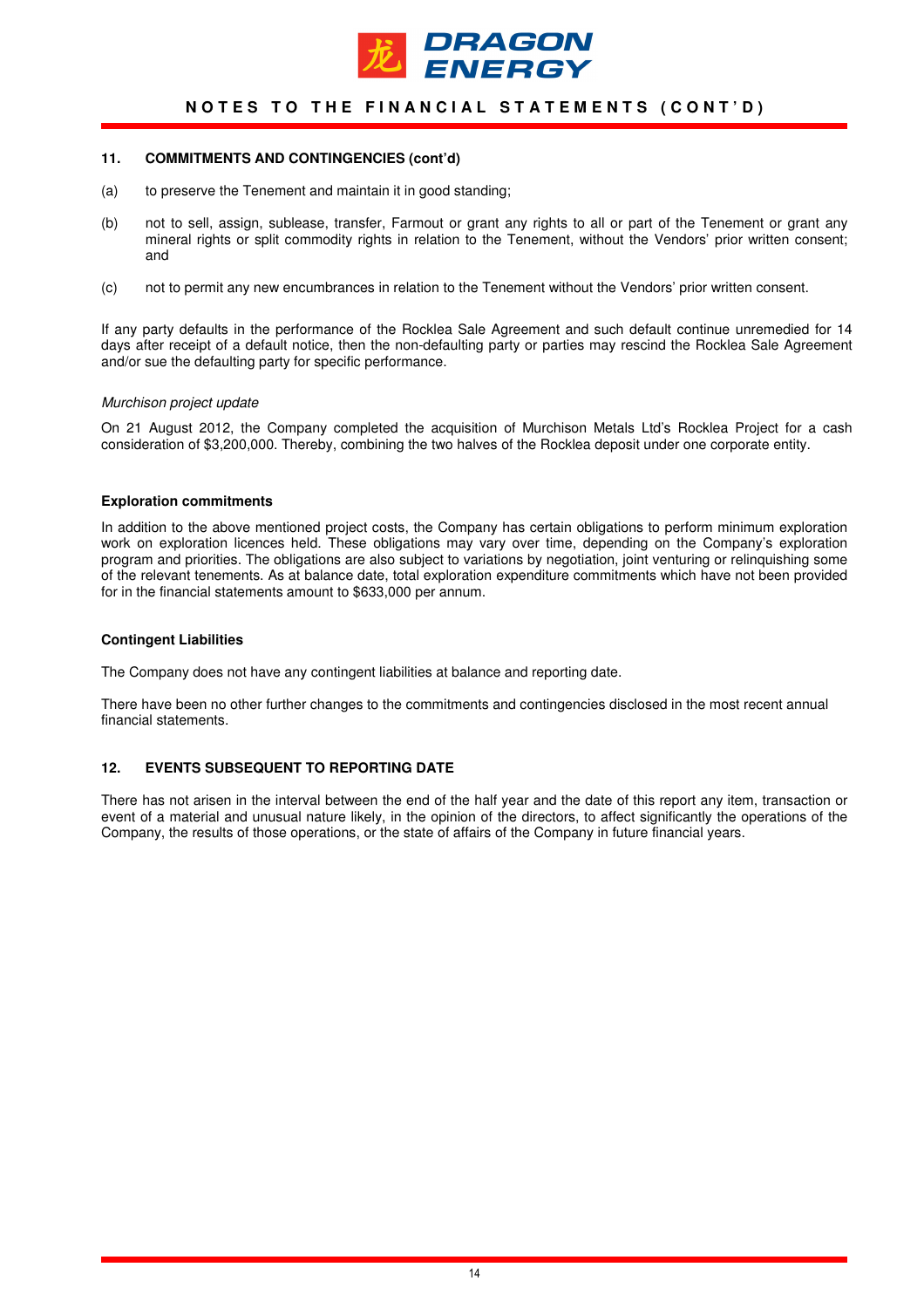### 11. COMMITMENTS AND CONTINGENCIES (cont'd)

(a) to preserve the Tenement and maintain it in good standing;

(b) not to sell, assign, sublease, transfer, Farmout or grant any rights to all or part of the Tenement or grant any mineral rights or split commodity rights in relation to the Tenement, without the Vendors' prior written consent; and

(c) not to permit any new encumbrances in relation to the Tenement without the Vendors' prior written consent.

If any party defaults in the performance of the Rocklea Sale Agreement and such default continue unremedied for 14 days after receipt of a default notice, then the non-defaulting party or parties may rescind the Rocklea Sale Agreement and/or sue the defaulting party for specific performance.

*Murchison project update*

On 21 August 2012, the Company completed the acquisition of Murchison Metals Ltd's Rocklea Project for a cash consideration of $3,200,000. Thereby, combining the two halves of the Rocklea deposit under one corporate entity.

**Exploration commitments**

In addition to the above mentioned project costs, the Company has certain obligations to perform minimum exploration work on exploration licences held. These obligations may vary over time, depending on the Company's exploration program and priorities. The obligations are also subject to variations by negotiation, joint venturing or relinquishing some of the relevant tenements. As at balance date, total exploration expenditure commitments which have not been provided for in the financial statements amount to $633,000 per annum.

**Contingent Liabilities**

The Company does not have any contingent liabilities at balance and reporting date.

There have been no other further changes to the commitments and contingencies disclosed in the most recent annual financial statements.

### 12. EVENTS SUBSEQUENT TO REPORTING DATE

There has not arisen in the interval between the end of the half year and the date of this report any item, transaction or event of a material and unusual nature likely, in the opinion of the directors, to affect significantly the operations of the Company, the results of those operations, or the state of affairs of the Company in future financial years.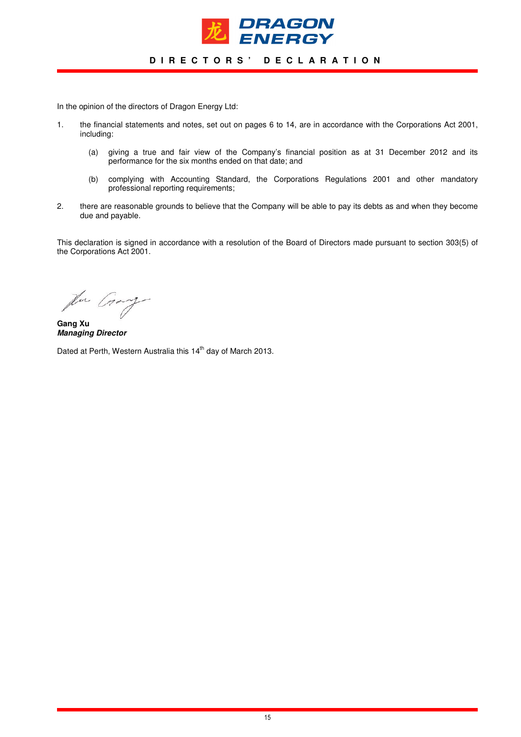# DIRECTORS' DECLARATION

In the opinion of the directors of Dragon Energy Ltd:

1. the financial statements and notes, set out on pages 6 to 14, are in accordance with the Corporations Act 2001, including:

   (a) giving a true and fair view of the Company's financial position as at 31 December 2012 and its performance for the six months ended on that date; and

   (b) complying with Accounting Standard, the Corporations Regulations 2001 and other mandatory professional reporting requirements;

2. there are reasonable grounds to believe that the Company will be able to pay its debts as and when they become due and payable.

This declaration is signed in accordance with a resolution of the Board of Directors made pursuant to section 303(5) of the Corporations Act 2001.

**Gang Xu**
***Managing Director***

Dated at Perth, Western Australia this 14th day of March 2013.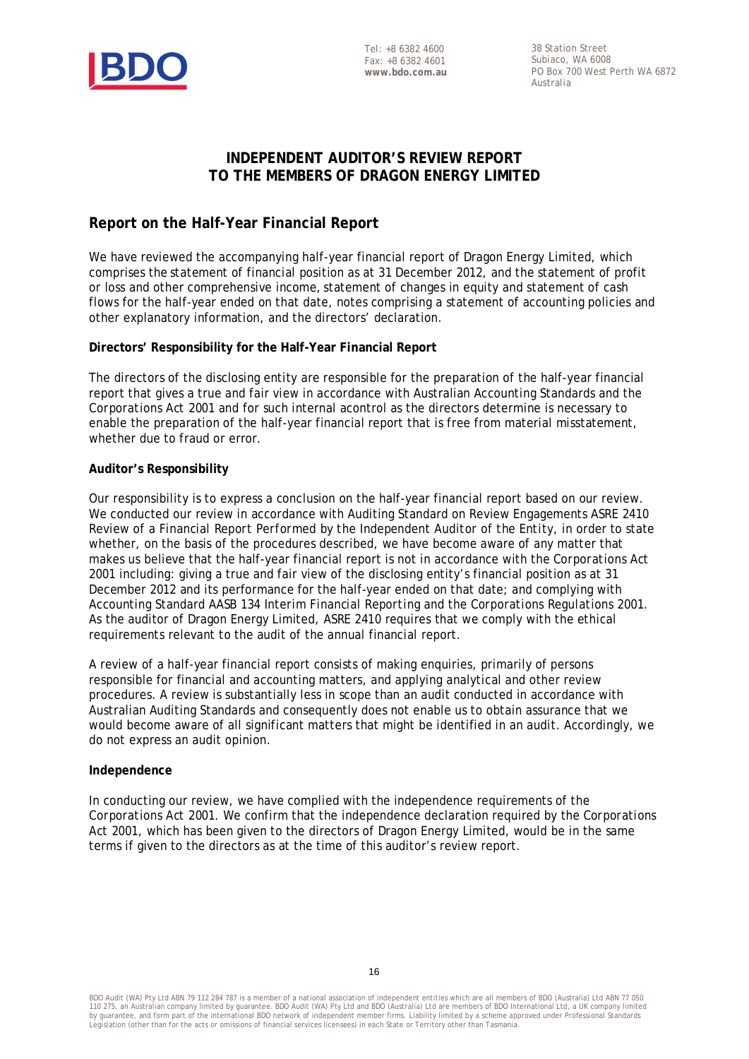Tel: +8 6382 4600
Fax: +8 6382 4601
**www.bdo.com.au**

38 Station Street
Subiaco, WA 6008
PO Box 700 West Perth WA 6872
Australia

# INDEPENDENT AUDITOR'S REVIEW REPORT TO THE MEMBERS OF DRAGON ENERGY LIMITED

## Report on the Half-Year Financial Report

We have reviewed the accompanying half-year financial report of Dragon Energy Limited, which comprises the statement of financial position as at 31 December 2012, and the statement of profit or loss and other comprehensive income, statement of changes in equity and statement of cash flows for the half-year ended on that date, notes comprising a statement of accounting policies and other explanatory information, and the directors' declaration.

**Directors' Responsibility for the Half-Year Financial Report**

The directors of the disclosing entity are responsible for the preparation of the half-year financial report that gives a true and fair view in accordance with Australian Accounting Standards and the Corporations Act 2001 and for such internal acontrol as the directors determine is necessary to enable the preparation of the half-year financial report that is free from material misstatement, whether due to fraud or error.

**Auditor's Responsibility**

Our responsibility is to express a conclusion on the half-year financial report based on our review. We conducted our review in accordance with Auditing Standard on Review Engagements ASRE 2410 *Review of a Financial Report Performed by the Independent Auditor of the Entity*, in order to state whether, on the basis of the procedures described, we have become aware of any matter that makes us believe that the half-year financial report is not in accordance with the *Corporations Act 2001* including: giving a true and fair view of the disclosing entity's financial position as at 31 December 2012 and its performance for the half-year ended on that date; and complying with Accounting Standard AASB 134 *Interim Financial Reporting* and the *Corporations Regulations 2001*. As the auditor of Dragon Energy Limited, ASRE 2410 requires that we comply with the ethical requirements relevant to the audit of the annual financial report.

A review of a half-year financial report consists of making enquiries, primarily of persons responsible for financial and accounting matters, and applying analytical and other review procedures. A review is substantially less in scope than an audit conducted in accordance with Australian Auditing Standards and consequently does not enable us to obtain assurance that we would become aware of all significant matters that might be identified in an audit. Accordingly, we do not express an audit opinion.

**Independence**

In conducting our review, we have complied with the independence requirements of the *Corporations Act 2001*. We confirm that the independence declaration required by the *Corporations Act 2001*, which has been given to the directors of Dragon Energy Limited, would be in the same terms if given to the directors as at the time of this auditor's review report.

BDO Audit (WA) Pty Ltd ABN 79 112 284 787 is a member of a national association of independent entities which are all members of BDO (Australia) Ltd ABN 77 050 110 275, an Australian company limited by guarantee. BDO Audit (WA) Pty Ltd and BDO (Australia) Ltd are members of BDO International Ltd, a UK company limited by guarantee, and form part of the international BDO network of independent member firms. Liability limited by a scheme approved under Professional Standards Legislation (other than for the acts or omissions of financial services licensees) in each State or Territory other than Tasmania.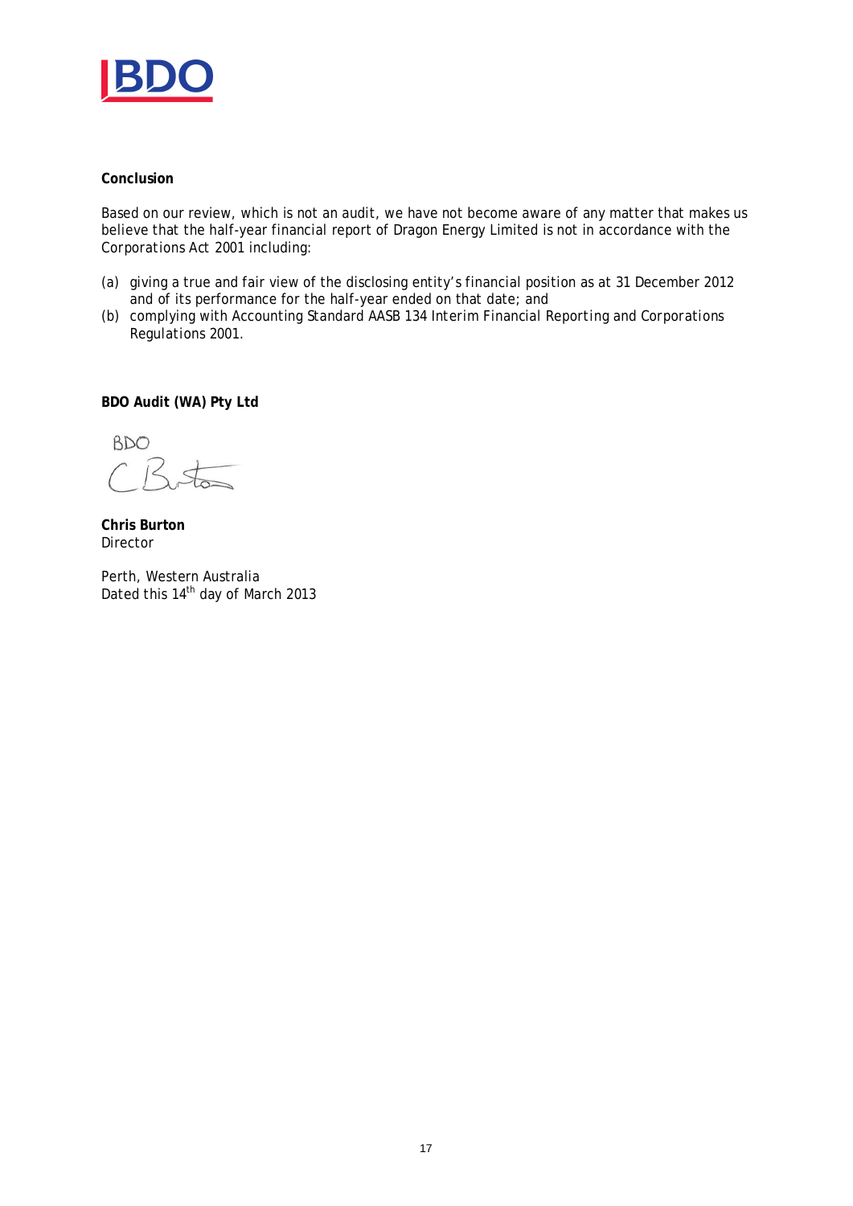**Conclusion**

Based on our review, which is not an audit, we have not become aware of any matter that makes us believe that the half-year financial report of Dragon Energy Limited is not in accordance with the Corporations Act 2001 including:

(a) giving a true and fair view of the disclosing entity's financial position as at 31 December 2012 and of its performance for the half-year ended on that date; and
(b) complying with Accounting Standard AASB 134 *Interim Financial Reporting* and *Corporations Regulations 2001*.

**BDO Audit (WA) Pty Ltd**

BDO

C Burton

**Chris Burton**
Director

Perth, Western Australia
Dated this 14th day of March 2013